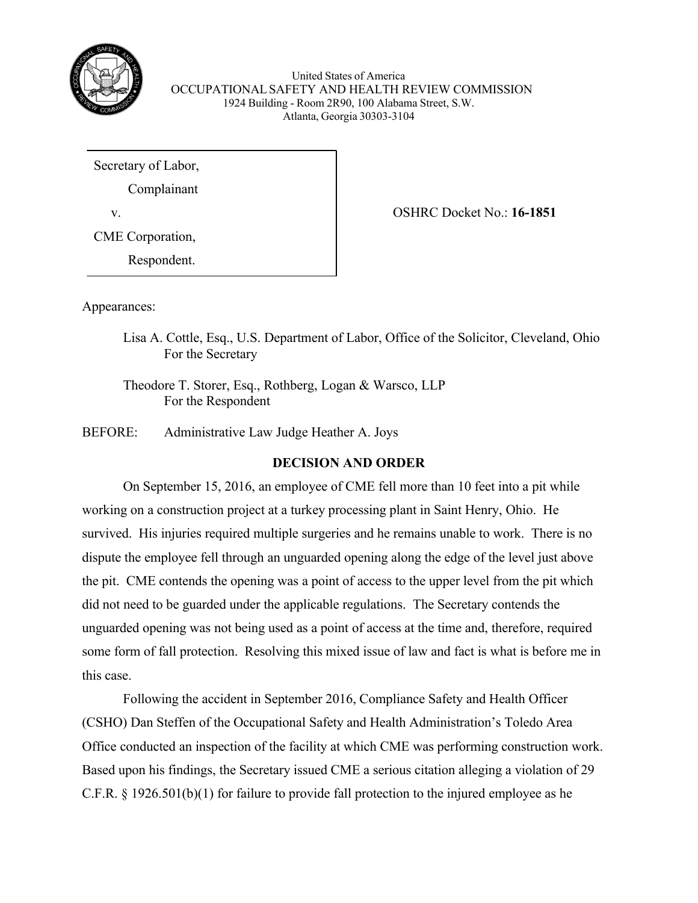United States of America
OCCUPATIONAL SAFETY AND HEALTH REVIEW COMMISSION
1924 Building - Room 2R90, 100 Alabama Street, S.W.
Atlanta, Georgia 30303-3104

Secretary of Labor,
Complainant

v.

CME Corporation,
Respondent.

OSHRC Docket No.: **16-1851**

Appearances:

Lisa A. Cottle, Esq., U.S. Department of Labor, Office of the Solicitor, Cleveland, Ohio
For the Secretary

Theodore T. Storer, Esq., Rothberg, Logan & Warsco, LLP
For the Respondent

BEFORE: Administrative Law Judge Heather A. Joys

## DECISION AND ORDER

On September 15, 2016, an employee of CME fell more than 10 feet into a pit while working on a construction project at a turkey processing plant in Saint Henry, Ohio. He survived. His injuries required multiple surgeries and he remains unable to work. There is no dispute the employee fell through an unguarded opening along the edge of the level just above the pit. CME contends the opening was a point of access to the upper level from the pit which did not need to be guarded under the applicable regulations. The Secretary contends the unguarded opening was not being used as a point of access at the time and, therefore, required some form of fall protection. Resolving this mixed issue of law and fact is what is before me in this case.

Following the accident in September 2016, Compliance Safety and Health Officer (CSHO) Dan Steffen of the Occupational Safety and Health Administration's Toledo Area Office conducted an inspection of the facility at which CME was performing construction work. Based upon his findings, the Secretary issued CME a serious citation alleging a violation of 29 C.F.R. § 1926.501(b)(1) for failure to provide fall protection to the injured employee as he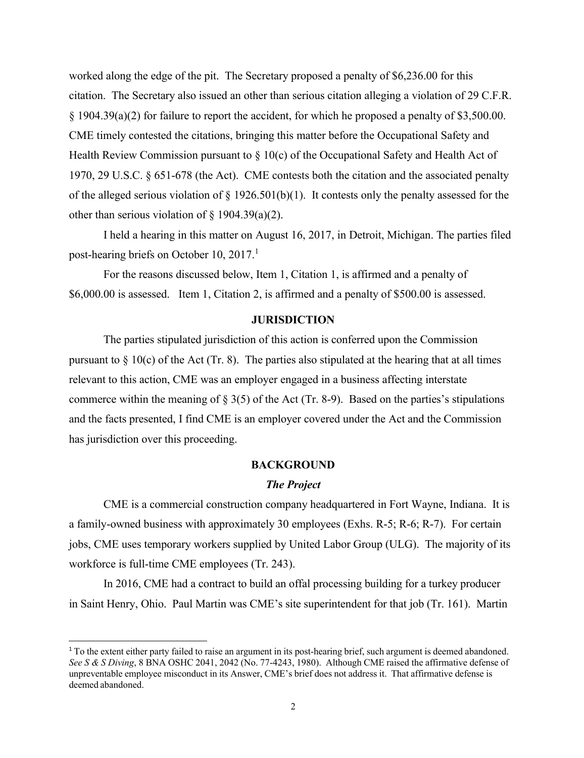worked along the edge of the pit. The Secretary proposed a penalty of $6,236.00 for this citation. The Secretary also issued an other than serious citation alleging a violation of 29 C.F.R. § 1904.39(a)(2) for failure to report the accident, for which he proposed a penalty of $3,500.00. CME timely contested the citations, bringing this matter before the Occupational Safety and Health Review Commission pursuant to § 10(c) of the Occupational Safety and Health Act of 1970, 29 U.S.C. § 651-678 (the Act). CME contests both the citation and the associated penalty of the alleged serious violation of § 1926.501(b)(1). It contests only the penalty assessed for the other than serious violation of § 1904.39(a)(2).

I held a hearing in this matter on August 16, 2017, in Detroit, Michigan. The parties filed post-hearing briefs on October 10, 2017.[1]

For the reasons discussed below, Item 1, Citation 1, is affirmed and a penalty of $6,000.00 is assessed. Item 1, Citation 2, is affirmed and a penalty of $500.00 is assessed.

## JURISDICTION

The parties stipulated jurisdiction of this action is conferred upon the Commission pursuant to § 10(c) of the Act (Tr. 8). The parties also stipulated at the hearing that at all times relevant to this action, CME was an employer engaged in a business affecting interstate commerce within the meaning of § 3(5) of the Act (Tr. 8-9). Based on the parties's stipulations and the facts presented, I find CME is an employer covered under the Act and the Commission has jurisdiction over this proceeding.

## BACKGROUND

### *The Project*

CME is a commercial construction company headquartered in Fort Wayne, Indiana. It is a family-owned business with approximately 30 employees (Exhs. R-5; R-6; R-7). For certain jobs, CME uses temporary workers supplied by United Labor Group (ULG). The majority of its workforce is full-time CME employees (Tr. 243).

In 2016, CME had a contract to build an offal processing building for a turkey producer in Saint Henry, Ohio. Paul Martin was CME's site superintendent for that job (Tr. 161). Martin

---

[1] To the extent either party failed to raise an argument in its post-hearing brief, such argument is deemed abandoned. *See S & S Diving*, 8 BNA OSHC 2041, 2042 (No. 77-4243, 1980). Although CME raised the affirmative defense of unpreventable employee misconduct in its Answer, CME's brief does not address it. That affirmative defense is deemed abandoned.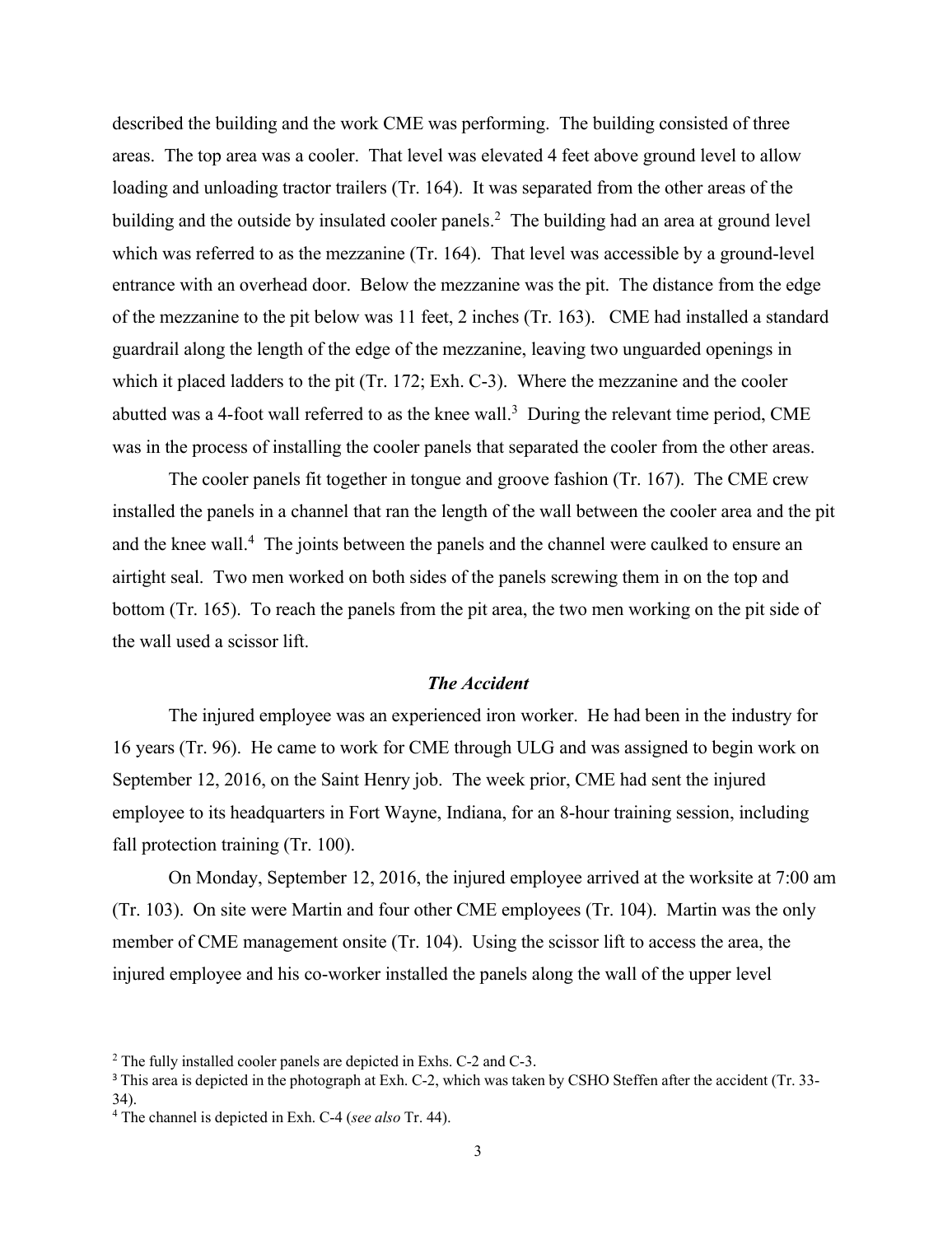described the building and the work CME was performing. The building consisted of three areas. The top area was a cooler. That level was elevated 4 feet above ground level to allow loading and unloading tractor trailers (Tr. 164). It was separated from the other areas of the building and the outside by insulated cooler panels.[2] The building had an area at ground level which was referred to as the mezzanine (Tr. 164). That level was accessible by a ground-level entrance with an overhead door. Below the mezzanine was the pit. The distance from the edge of the mezzanine to the pit below was 11 feet, 2 inches (Tr. 163). CME had installed a standard guardrail along the length of the edge of the mezzanine, leaving two unguarded openings in which it placed ladders to the pit (Tr. 172; Exh. C-3). Where the mezzanine and the cooler abutted was a 4-foot wall referred to as the knee wall.[3] During the relevant time period, CME was in the process of installing the cooler panels that separated the cooler from the other areas.

The cooler panels fit together in tongue and groove fashion (Tr. 167). The CME crew installed the panels in a channel that ran the length of the wall between the cooler area and the pit and the knee wall.[4] The joints between the panels and the channel were caulked to ensure an airtight seal. Two men worked on both sides of the panels screwing them in on the top and bottom (Tr. 165). To reach the panels from the pit area, the two men working on the pit side of the wall used a scissor lift.

### *The Accident*

The injured employee was an experienced iron worker. He had been in the industry for 16 years (Tr. 96). He came to work for CME through ULG and was assigned to begin work on September 12, 2016, on the Saint Henry job. The week prior, CME had sent the injured employee to its headquarters in Fort Wayne, Indiana, for an 8-hour training session, including fall protection training (Tr. 100).

On Monday, September 12, 2016, the injured employee arrived at the worksite at 7:00 am (Tr. 103). On site were Martin and four other CME employees (Tr. 104). Martin was the only member of CME management onsite (Tr. 104). Using the scissor lift to access the area, the injured employee and his co-worker installed the panels along the wall of the upper level

---

[2] The fully installed cooler panels are depicted in Exhs. C-2 and C-3.

[3] This area is depicted in the photograph at Exh. C-2, which was taken by CSHO Steffen after the accident (Tr. 33-34).

[4] The channel is depicted in Exh. C-4 (*see also* Tr. 44).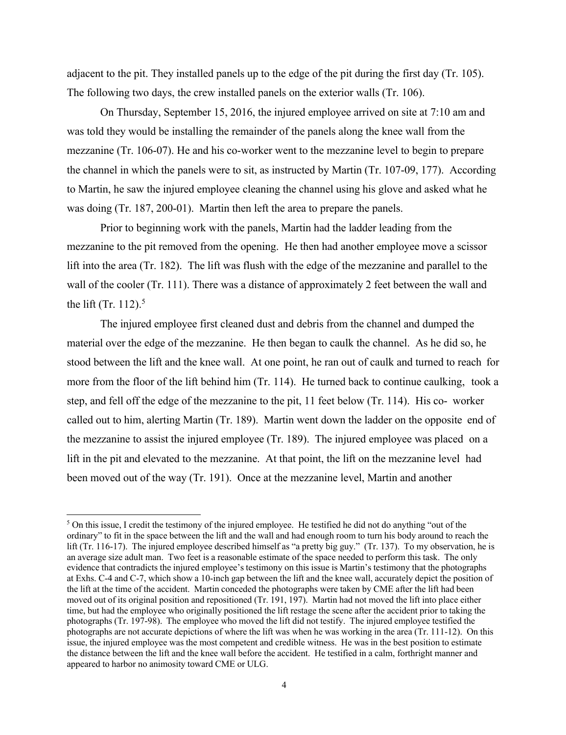adjacent to the pit. They installed panels up to the edge of the pit during the first day (Tr. 105). The following two days, the crew installed panels on the exterior walls (Tr. 106).

On Thursday, September 15, 2016, the injured employee arrived on site at 7:10 am and was told they would be installing the remainder of the panels along the knee wall from the mezzanine (Tr. 106-07). He and his co-worker went to the mezzanine level to begin to prepare the channel in which the panels were to sit, as instructed by Martin (Tr. 107-09, 177). According to Martin, he saw the injured employee cleaning the channel using his glove and asked what he was doing (Tr. 187, 200-01). Martin then left the area to prepare the panels.

Prior to beginning work with the panels, Martin had the ladder leading from the mezzanine to the pit removed from the opening. He then had another employee move a scissor lift into the area (Tr. 182). The lift was flush with the edge of the mezzanine and parallel to the wall of the cooler (Tr. 111). There was a distance of approximately 2 feet between the wall and the lift (Tr. 112).[5]

The injured employee first cleaned dust and debris from the channel and dumped the material over the edge of the mezzanine. He then began to caulk the channel. As he did so, he stood between the lift and the knee wall. At one point, he ran out of caulk and turned to reach for more from the floor of the lift behind him (Tr. 114). He turned back to continue caulking, took a step, and fell off the edge of the mezzanine to the pit, 11 feet below (Tr. 114). His co- worker called out to him, alerting Martin (Tr. 189). Martin went down the ladder on the opposite end of the mezzanine to assist the injured employee (Tr. 189). The injured employee was placed on a lift in the pit and elevated to the mezzanine. At that point, the lift on the mezzanine level had been moved out of the way (Tr. 191). Once at the mezzanine level, Martin and another

---

[5] On this issue, I credit the testimony of the injured employee. He testified he did not do anything "out of the ordinary" to fit in the space between the lift and the wall and had enough room to turn his body around to reach the lift (Tr. 116-17). The injured employee described himself as "a pretty big guy." (Tr. 137). To my observation, he is an average size adult man. Two feet is a reasonable estimate of the space needed to perform this task. The only evidence that contradicts the injured employee's testimony on this issue is Martin's testimony that the photographs at Exhs. C-4 and C-7, which show a 10-inch gap between the lift and the knee wall, accurately depict the position of the lift at the time of the accident. Martin conceded the photographs were taken by CME after the lift had been moved out of its original position and repositioned (Tr. 191, 197). Martin had not moved the lift into place either time, but had the employee who originally positioned the lift restage the scene after the accident prior to taking the photographs (Tr. 197-98). The employee who moved the lift did not testify. The injured employee testified the photographs are not accurate depictions of where the lift was when he was working in the area (Tr. 111-12). On this issue, the injured employee was the most competent and credible witness. He was in the best position to estimate the distance between the lift and the knee wall before the accident. He testified in a calm, forthright manner and appeared to harbor no animosity toward CME or ULG.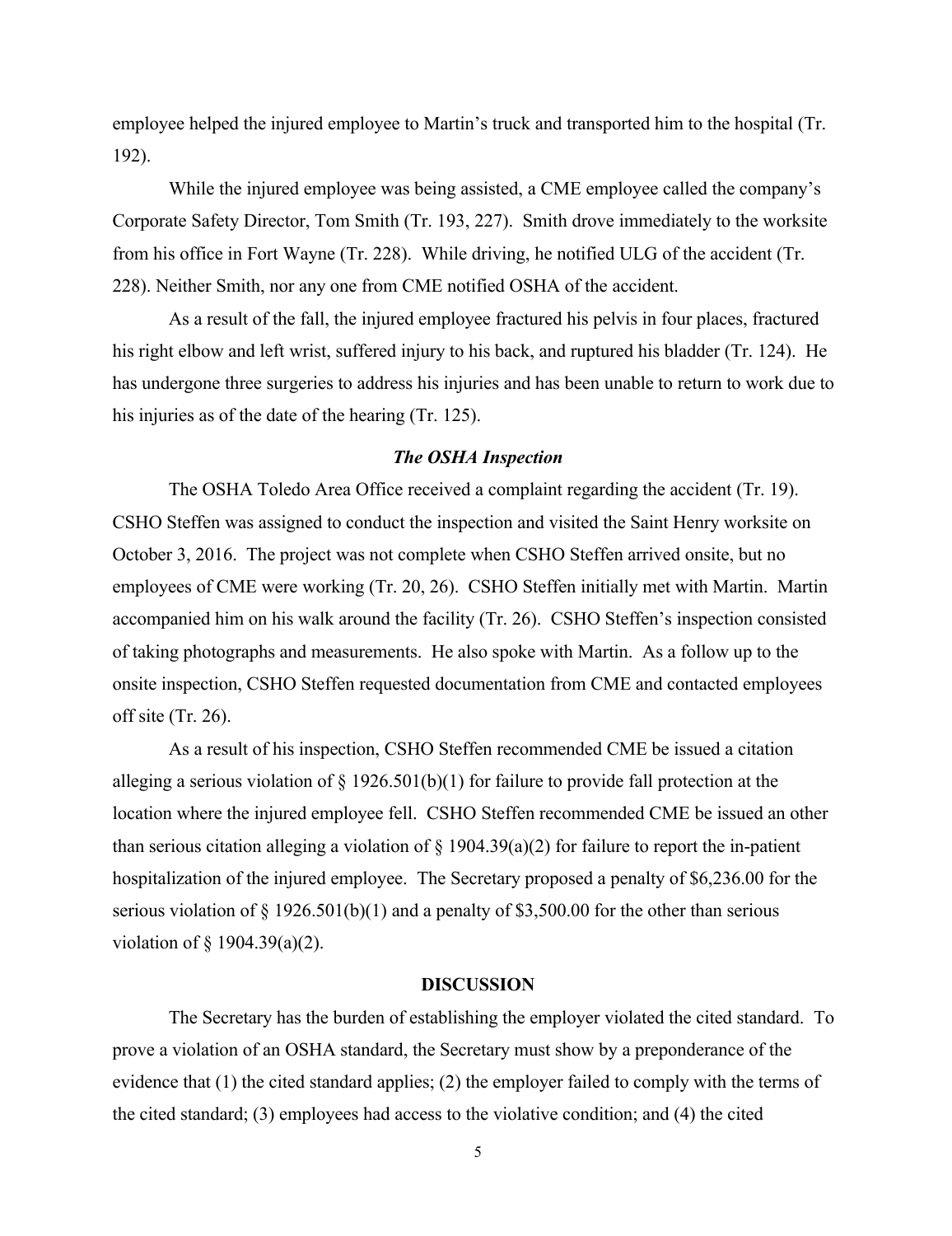employee helped the injured employee to Martin's truck and transported him to the hospital (Tr. 192).

While the injured employee was being assisted, a CME employee called the company's Corporate Safety Director, Tom Smith (Tr. 193, 227). Smith drove immediately to the worksite from his office in Fort Wayne (Tr. 228). While driving, he notified ULG of the accident (Tr. 228). Neither Smith, nor any one from CME notified OSHA of the accident.

As a result of the fall, the injured employee fractured his pelvis in four places, fractured his right elbow and left wrist, suffered injury to his back, and ruptured his bladder (Tr. 124). He has undergone three surgeries to address his injuries and has been unable to return to work due to his injuries as of the date of the hearing (Tr. 125).

### *The OSHA Inspection*

The OSHA Toledo Area Office received a complaint regarding the accident (Tr. 19). CSHO Steffen was assigned to conduct the inspection and visited the Saint Henry worksite on October 3, 2016. The project was not complete when CSHO Steffen arrived onsite, but no employees of CME were working (Tr. 20, 26). CSHO Steffen initially met with Martin. Martin accompanied him on his walk around the facility (Tr. 26). CSHO Steffen's inspection consisted of taking photographs and measurements. He also spoke with Martin. As a follow up to the onsite inspection, CSHO Steffen requested documentation from CME and contacted employees off site (Tr. 26).

As a result of his inspection, CSHO Steffen recommended CME be issued a citation alleging a serious violation of § 1926.501(b)(1) for failure to provide fall protection at the location where the injured employee fell. CSHO Steffen recommended CME be issued an other than serious citation alleging a violation of § 1904.39(a)(2) for failure to report the in-patient hospitalization of the injured employee. The Secretary proposed a penalty of $6,236.00 for the serious violation of § 1926.501(b)(1) and a penalty of $3,500.00 for the other than serious violation of § 1904.39(a)(2).

## DISCUSSION

The Secretary has the burden of establishing the employer violated the cited standard. To prove a violation of an OSHA standard, the Secretary must show by a preponderance of the evidence that (1) the cited standard applies; (2) the employer failed to comply with the terms of the cited standard; (3) employees had access to the violative condition; and (4) the cited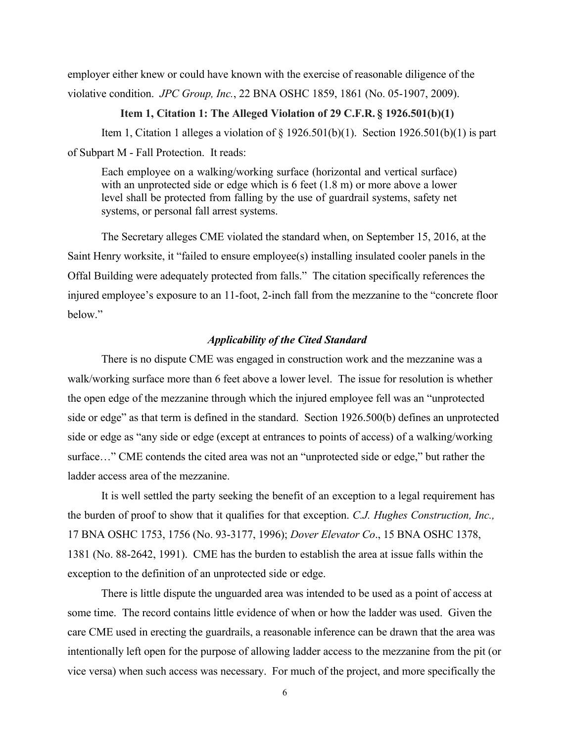employer either knew or could have known with the exercise of reasonable diligence of the violative condition. *JPC Group, Inc.*, 22 BNA OSHC 1859, 1861 (No. 05-1907, 2009).

**Item 1, Citation 1: The Alleged Violation of 29 C.F.R. § 1926.501(b)(1)**

Item 1, Citation 1 alleges a violation of § 1926.501(b)(1). Section 1926.501(b)(1) is part of Subpart M - Fall Protection. It reads:

> Each employee on a walking/working surface (horizontal and vertical surface) with an unprotected side or edge which is 6 feet (1.8 m) or more above a lower level shall be protected from falling by the use of guardrail systems, safety net systems, or personal fall arrest systems.

The Secretary alleges CME violated the standard when, on September 15, 2016, at the Saint Henry worksite, it "failed to ensure employee(s) installing insulated cooler panels in the Offal Building were adequately protected from falls." The citation specifically references the injured employee's exposure to an 11-foot, 2-inch fall from the mezzanine to the "concrete floor below."

***Applicability of the Cited Standard***

There is no dispute CME was engaged in construction work and the mezzanine was a walk/working surface more than 6 feet above a lower level. The issue for resolution is whether the open edge of the mezzanine through which the injured employee fell was an "unprotected side or edge" as that term is defined in the standard. Section 1926.500(b) defines an unprotected side or edge as "any side or edge (except at entrances to points of access) of a walking/working surface…" CME contends the cited area was not an "unprotected side or edge," but rather the ladder access area of the mezzanine.

It is well settled the party seeking the benefit of an exception to a legal requirement has the burden of proof to show that it qualifies for that exception. *C.J. Hughes Construction, Inc.,* 17 BNA OSHC 1753, 1756 (No. 93-3177, 1996); *Dover Elevator Co*., 15 BNA OSHC 1378, 1381 (No. 88-2642, 1991). CME has the burden to establish the area at issue falls within the exception to the definition of an unprotected side or edge.

There is little dispute the unguarded area was intended to be used as a point of access at some time. The record contains little evidence of when or how the ladder was used. Given the care CME used in erecting the guardrails, a reasonable inference can be drawn that the area was intentionally left open for the purpose of allowing ladder access to the mezzanine from the pit (or vice versa) when such access was necessary. For much of the project, and more specifically the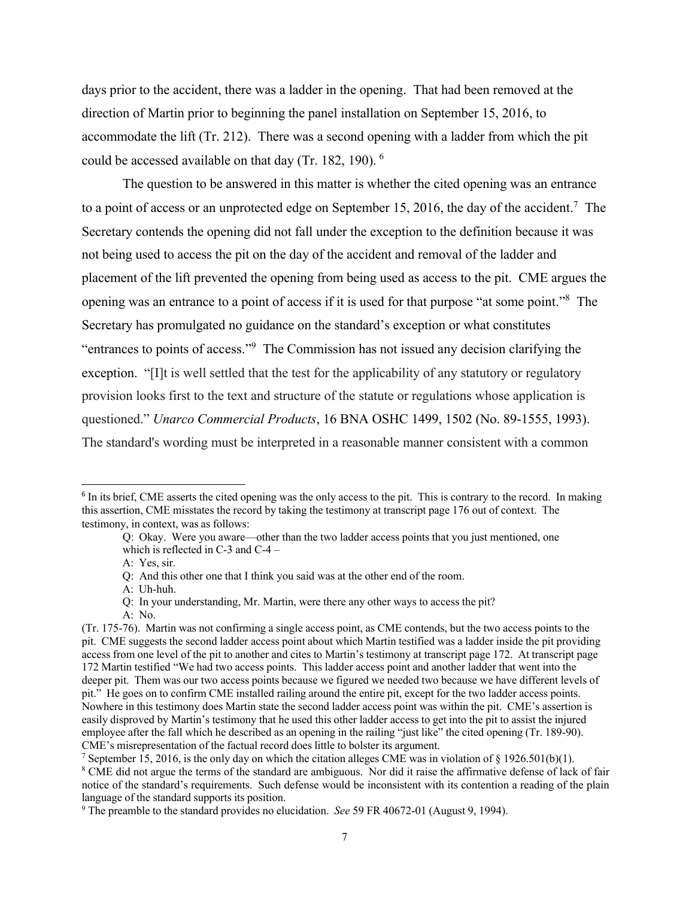days prior to the accident, there was a ladder in the opening. That had been removed at the direction of Martin prior to beginning the panel installation on September 15, 2016, to accommodate the lift (Tr. 212). There was a second opening with a ladder from which the pit could be accessed available on that day (Tr. 182, 190).[6]

The question to be answered in this matter is whether the cited opening was an entrance to a point of access or an unprotected edge on September 15, 2016, the day of the accident.[7] The Secretary contends the opening did not fall under the exception to the definition because it was not being used to access the pit on the day of the accident and removal of the ladder and placement of the lift prevented the opening from being used as access to the pit. CME argues the opening was an entrance to a point of access if it is used for that purpose "at some point."[8] The Secretary has promulgated no guidance on the standard's exception or what constitutes "entrances to points of access."[9] The Commission has not issued any decision clarifying the exception. "[I]t is well settled that the test for the applicability of any statutory or regulatory provision looks first to the text and structure of the statute or regulations whose application is questioned." *Unarco Commercial Products*, 16 BNA OSHC 1499, 1502 (No. 89-1555, 1993). The standard's wording must be interpreted in a reasonable manner consistent with a common

---

[6] In its brief, CME asserts the cited opening was the only access to the pit. This is contrary to the record. In making this assertion, CME misstates the record by taking the testimony at transcript page 176 out of context. The testimony, in context, was as follows:

> Q: Okay. Were you aware—other than the two ladder access points that you just mentioned, one which is reflected in C-3 and C-4 –
>
> A: Yes, sir.
>
> Q: And this other one that I think you said was at the other end of the room.
>
> A: Uh-huh.
>
> Q: In your understanding, Mr. Martin, were there any other ways to access the pit?
>
> A: No.

(Tr. 175-76). Martin was not confirming a single access point, as CME contends, but the two access points to the pit. CME suggests the second ladder access point about which Martin testified was a ladder inside the pit providing access from one level of the pit to another and cites to Martin's testimony at transcript page 172. At transcript page 172 Martin testified "We had two access points. This ladder access point and another ladder that went into the deeper pit. Them was our two access points because we figured we needed two because we have different levels of pit." He goes on to confirm CME installed railing around the entire pit, except for the two ladder access points. Nowhere in this testimony does Martin state the second ladder access point was within the pit. CME's assertion is easily disproved by Martin's testimony that he used this other ladder access to get into the pit to assist the injured employee after the fall which he described as an opening in the railing "just like" the cited opening (Tr. 189-90). CME's misrepresentation of the factual record does little to bolster its argument.

[7] September 15, 2016, is the only day on which the citation alleges CME was in violation of § 1926.501(b)(1).

[8] CME did not argue the terms of the standard are ambiguous. Nor did it raise the affirmative defense of lack of fair notice of the standard's requirements. Such defense would be inconsistent with its contention a reading of the plain language of the standard supports its position.

[9] The preamble to the standard provides no elucidation. *See* 59 FR 40672-01 (August 9, 1994).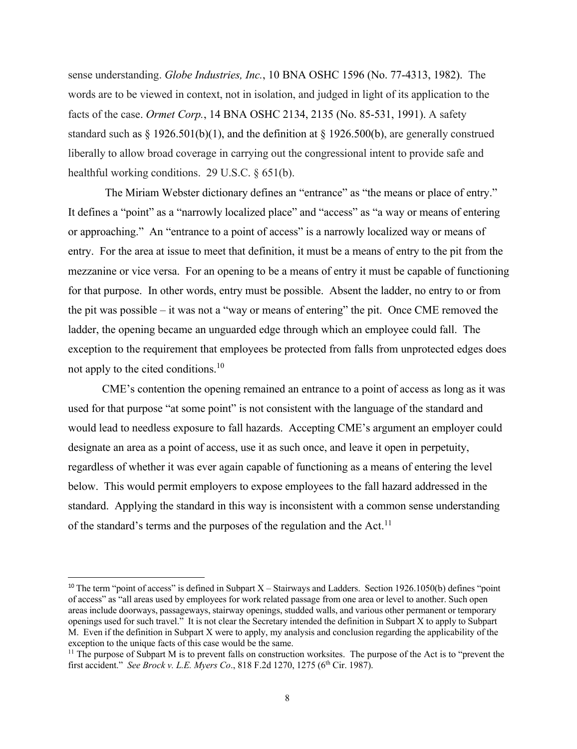sense understanding. *Globe Industries, Inc.*, 10 BNA OSHC 1596 (No. 77-4313, 1982). The words are to be viewed in context, not in isolation, and judged in light of its application to the facts of the case. *Ormet Corp.*, 14 BNA OSHC 2134, 2135 (No. 85-531, 1991). A safety standard such as § 1926.501(b)(1), and the definition at § 1926.500(b), are generally construed liberally to allow broad coverage in carrying out the congressional intent to provide safe and healthful working conditions. 29 U.S.C. § 651(b).

The Miriam Webster dictionary defines an "entrance" as "the means or place of entry." It defines a "point" as a "narrowly localized place" and "access" as "a way or means of entering or approaching." An "entrance to a point of access" is a narrowly localized way or means of entry. For the area at issue to meet that definition, it must be a means of entry to the pit from the mezzanine or vice versa. For an opening to be a means of entry it must be capable of functioning for that purpose. In other words, entry must be possible. Absent the ladder, no entry to or from the pit was possible – it was not a "way or means of entering" the pit. Once CME removed the ladder, the opening became an unguarded edge through which an employee could fall. The exception to the requirement that employees be protected from falls from unprotected edges does not apply to the cited conditions.[10]

CME's contention the opening remained an entrance to a point of access as long as it was used for that purpose "at some point" is not consistent with the language of the standard and would lead to needless exposure to fall hazards. Accepting CME's argument an employer could designate an area as a point of access, use it as such once, and leave it open in perpetuity, regardless of whether it was ever again capable of functioning as a means of entering the level below. This would permit employers to expose employees to the fall hazard addressed in the standard. Applying the standard in this way is inconsistent with a common sense understanding of the standard's terms and the purposes of the regulation and the Act.[11]

---

[10] The term "point of access" is defined in Subpart X – Stairways and Ladders. Section 1926.1050(b) defines "point of access" as "all areas used by employees for work related passage from one area or level to another. Such open areas include doorways, passageways, stairway openings, studded walls, and various other permanent or temporary openings used for such travel." It is not clear the Secretary intended the definition in Subpart X to apply to Subpart M. Even if the definition in Subpart X were to apply, my analysis and conclusion regarding the applicability of the exception to the unique facts of this case would be the same.

[11] The purpose of Subpart M is to prevent falls on construction worksites. The purpose of the Act is to "prevent the first accident." *See Brock v. L.E. Myers Co*., 818 F.2d 1270, 1275 (6th Cir. 1987).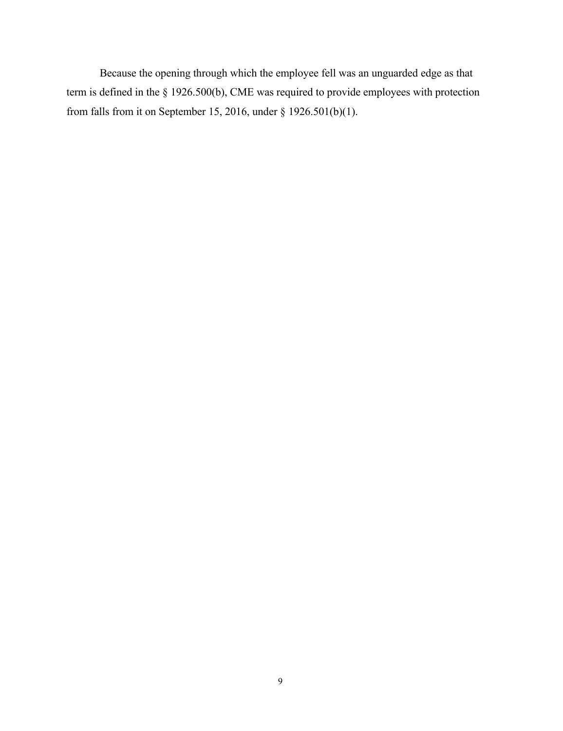Because the opening through which the employee fell was an unguarded edge as that term is defined in the § 1926.500(b), CME was required to provide employees with protection from falls from it on September 15, 2016, under § 1926.501(b)(1).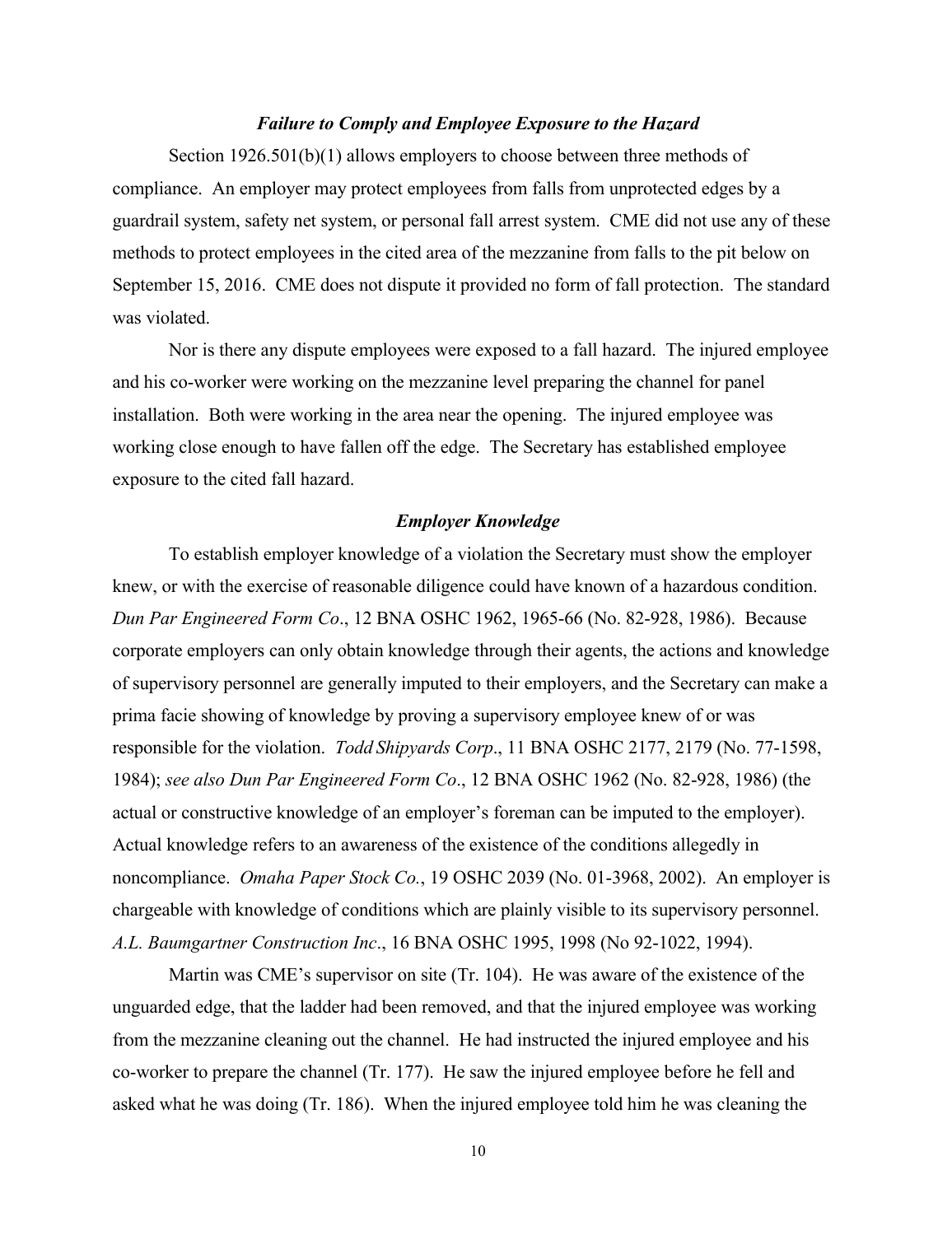### *Failure to Comply and Employee Exposure to the Hazard*

Section 1926.501(b)(1) allows employers to choose between three methods of compliance. An employer may protect employees from falls from unprotected edges by a guardrail system, safety net system, or personal fall arrest system. CME did not use any of these methods to protect employees in the cited area of the mezzanine from falls to the pit below on September 15, 2016. CME does not dispute it provided no form of fall protection. The standard was violated.

Nor is there any dispute employees were exposed to a fall hazard. The injured employee and his co-worker were working on the mezzanine level preparing the channel for panel installation. Both were working in the area near the opening. The injured employee was working close enough to have fallen off the edge. The Secretary has established employee exposure to the cited fall hazard.

### *Employer Knowledge*

To establish employer knowledge of a violation the Secretary must show the employer knew, or with the exercise of reasonable diligence could have known of a hazardous condition. *Dun Par Engineered Form Co*., 12 BNA OSHC 1962, 1965-66 (No. 82-928, 1986). Because corporate employers can only obtain knowledge through their agents, the actions and knowledge of supervisory personnel are generally imputed to their employers, and the Secretary can make a prima facie showing of knowledge by proving a supervisory employee knew of or was responsible for the violation. *Todd Shipyards Corp*., 11 BNA OSHC 2177, 2179 (No. 77-1598, 1984); *see also Dun Par Engineered Form Co*., 12 BNA OSHC 1962 (No. 82-928, 1986) (the actual or constructive knowledge of an employer's foreman can be imputed to the employer). Actual knowledge refers to an awareness of the existence of the conditions allegedly in noncompliance. *Omaha Paper Stock Co.*, 19 OSHC 2039 (No. 01-3968, 2002). An employer is chargeable with knowledge of conditions which are plainly visible to its supervisory personnel. *A.L. Baumgartner Construction Inc*., 16 BNA OSHC 1995, 1998 (No 92-1022, 1994).

Martin was CME's supervisor on site (Tr. 104). He was aware of the existence of the unguarded edge, that the ladder had been removed, and that the injured employee was working from the mezzanine cleaning out the channel. He had instructed the injured employee and his co-worker to prepare the channel (Tr. 177). He saw the injured employee before he fell and asked what he was doing (Tr. 186). When the injured employee told him he was cleaning the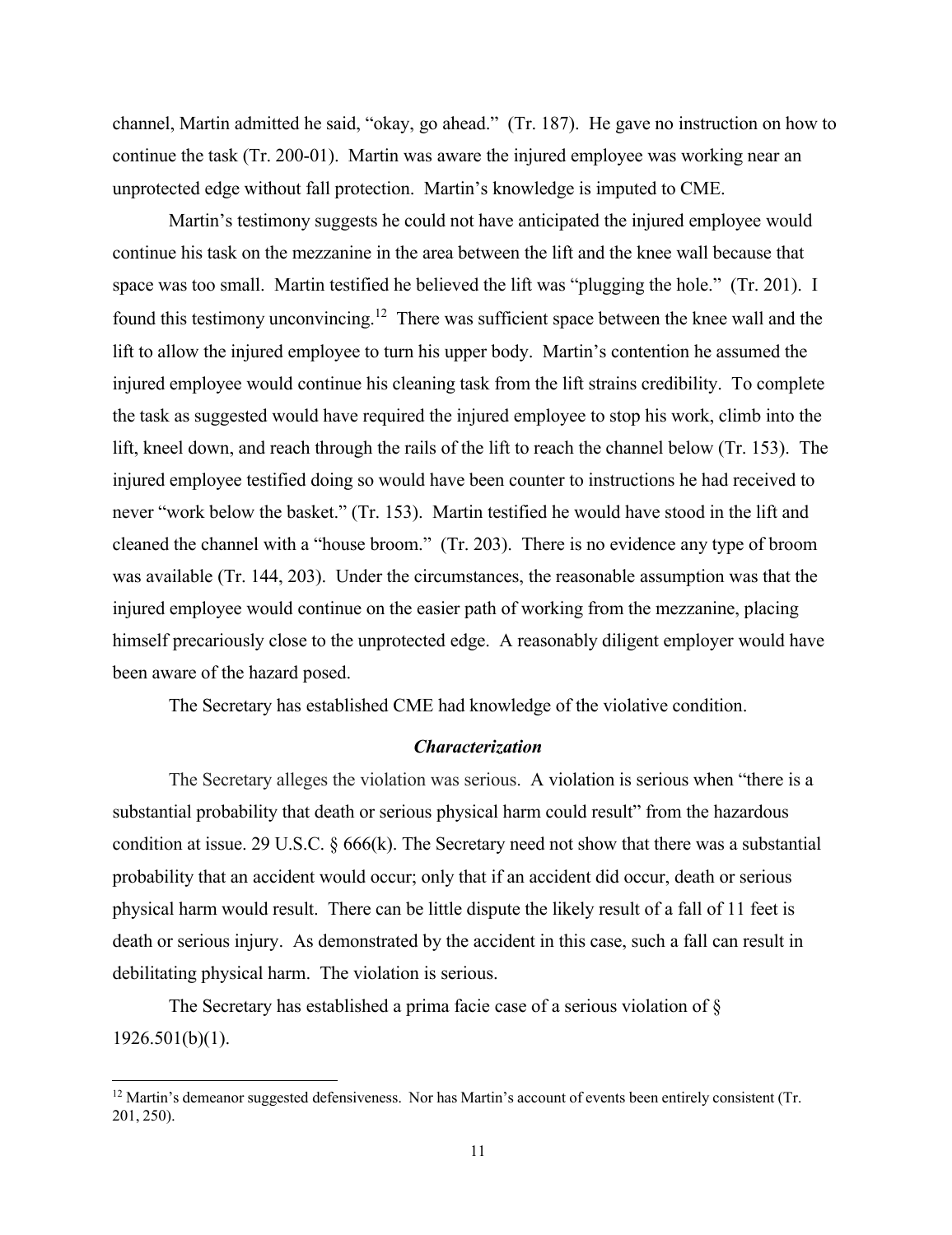channel, Martin admitted he said, "okay, go ahead." (Tr. 187). He gave no instruction on how to continue the task (Tr. 200-01). Martin was aware the injured employee was working near an unprotected edge without fall protection. Martin's knowledge is imputed to CME.

Martin's testimony suggests he could not have anticipated the injured employee would continue his task on the mezzanine in the area between the lift and the knee wall because that space was too small. Martin testified he believed the lift was "plugging the hole." (Tr. 201). I found this testimony unconvincing.[12] There was sufficient space between the knee wall and the lift to allow the injured employee to turn his upper body. Martin's contention he assumed the injured employee would continue his cleaning task from the lift strains credibility. To complete the task as suggested would have required the injured employee to stop his work, climb into the lift, kneel down, and reach through the rails of the lift to reach the channel below (Tr. 153). The injured employee testified doing so would have been counter to instructions he had received to never "work below the basket." (Tr. 153). Martin testified he would have stood in the lift and cleaned the channel with a "house broom." (Tr. 203). There is no evidence any type of broom was available (Tr. 144, 203). Under the circumstances, the reasonable assumption was that the injured employee would continue on the easier path of working from the mezzanine, placing himself precariously close to the unprotected edge. A reasonably diligent employer would have been aware of the hazard posed.

The Secretary has established CME had knowledge of the violative condition.

### *Characterization*

The Secretary alleges the violation was serious. A violation is serious when "there is a substantial probability that death or serious physical harm could result" from the hazardous condition at issue. 29 U.S.C. § 666(k). The Secretary need not show that there was a substantial probability that an accident would occur; only that if an accident did occur, death or serious physical harm would result. There can be little dispute the likely result of a fall of 11 feet is death or serious injury. As demonstrated by the accident in this case, such a fall can result in debilitating physical harm. The violation is serious.

The Secretary has established a prima facie case of a serious violation of § 1926.501(b)(1).

---

[12] Martin's demeanor suggested defensiveness. Nor has Martin's account of events been entirely consistent (Tr. 201, 250).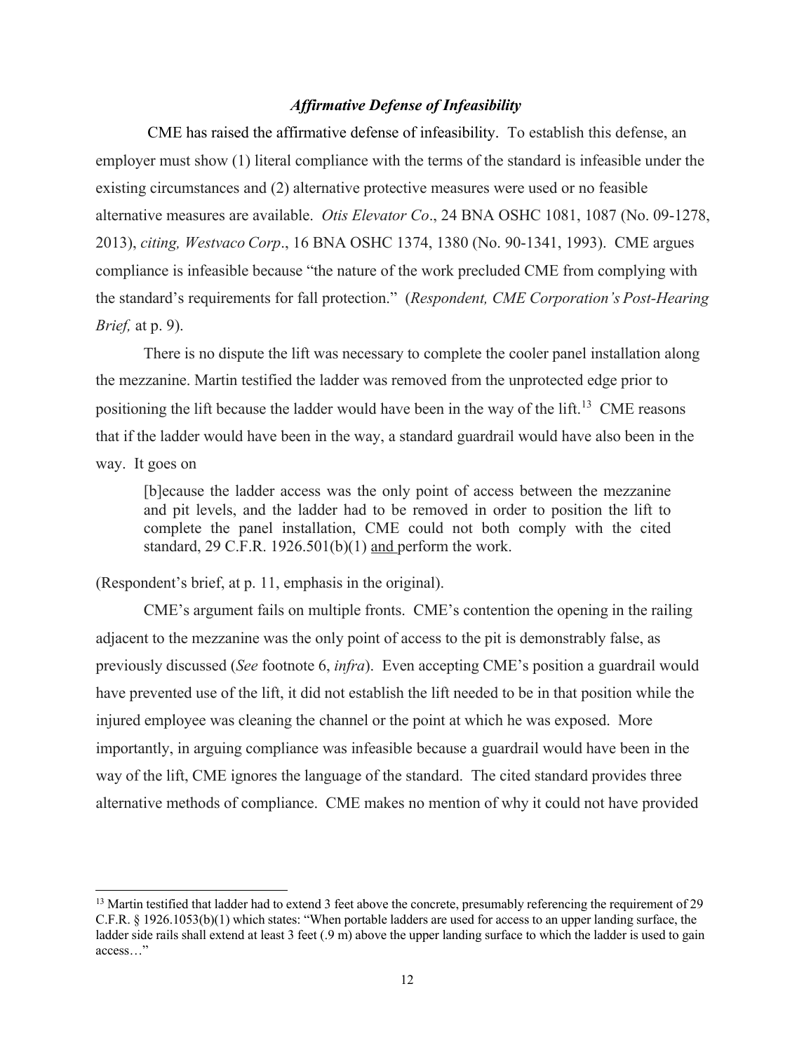### ***Affirmative Defense of Infeasibility***

CME has raised the affirmative defense of infeasibility. To establish this defense, an employer must show (1) literal compliance with the terms of the standard is infeasible under the existing circumstances and (2) alternative protective measures were used or no feasible alternative measures are available. *Otis Elevator Co*., 24 BNA OSHC 1081, 1087 (No. 09-1278, 2013), *citing, Westvaco Corp*., 16 BNA OSHC 1374, 1380 (No. 90-1341, 1993). CME argues compliance is infeasible because "the nature of the work precluded CME from complying with the standard's requirements for fall protection." (*Respondent, CME Corporation's Post-Hearing Brief,* at p. 9).

There is no dispute the lift was necessary to complete the cooler panel installation along the mezzanine. Martin testified the ladder was removed from the unprotected edge prior to positioning the lift because the ladder would have been in the way of the lift.[13] CME reasons that if the ladder would have been in the way, a standard guardrail would have also been in the way. It goes on

> [b]ecause the ladder access was the only point of access between the mezzanine and pit levels, and the ladder had to be removed in order to position the lift to complete the panel installation, CME could not both comply with the cited standard, 29 C.F.R. 1926.501(b)(1) <u>and</u> perform the work.

(Respondent's brief, at p. 11, emphasis in the original).

CME's argument fails on multiple fronts. CME's contention the opening in the railing adjacent to the mezzanine was the only point of access to the pit is demonstrably false, as previously discussed (*See* footnote 6, *infra*). Even accepting CME's position a guardrail would have prevented use of the lift, it did not establish the lift needed to be in that position while the injured employee was cleaning the channel or the point at which he was exposed. More importantly, in arguing compliance was infeasible because a guardrail would have been in the way of the lift, CME ignores the language of the standard. The cited standard provides three alternative methods of compliance. CME makes no mention of why it could not have provided

---

[13] Martin testified that ladder had to extend 3 feet above the concrete, presumably referencing the requirement of 29 C.F.R. § 1926.1053(b)(1) which states: "When portable ladders are used for access to an upper landing surface, the ladder side rails shall extend at least 3 feet (.9 m) above the upper landing surface to which the ladder is used to gain access…"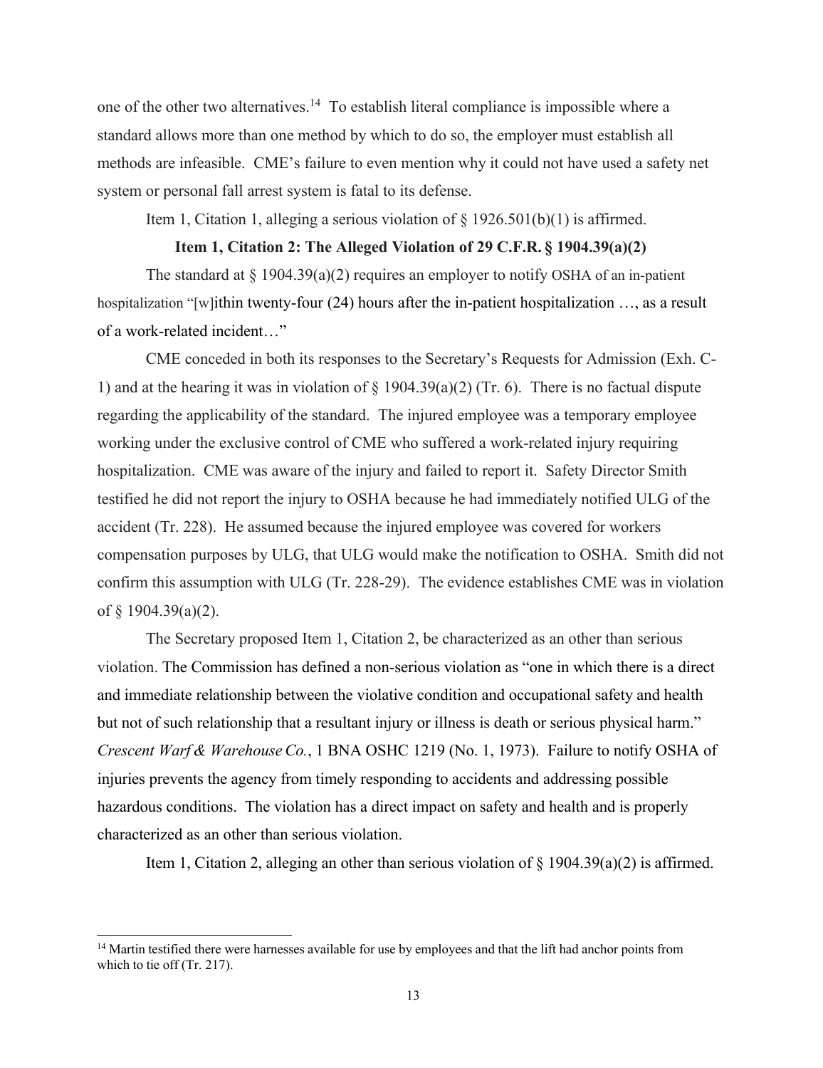one of the other two alternatives.[14] To establish literal compliance is impossible where a standard allows more than one method by which to do so, the employer must establish all methods are infeasible. CME's failure to even mention why it could not have used a safety net system or personal fall arrest system is fatal to its defense.

Item 1, Citation 1, alleging a serious violation of § 1926.501(b)(1) is affirmed.

**Item 1, Citation 2: The Alleged Violation of 29 C.F.R. § 1904.39(a)(2)**

The standard at § 1904.39(a)(2) requires an employer to notify OSHA of an in-patient hospitalization "[w]ithin twenty-four (24) hours after the in-patient hospitalization …, as a result of a work-related incident…"

CME conceded in both its responses to the Secretary's Requests for Admission (Exh. C-1) and at the hearing it was in violation of § 1904.39(a)(2) (Tr. 6). There is no factual dispute regarding the applicability of the standard. The injured employee was a temporary employee working under the exclusive control of CME who suffered a work-related injury requiring hospitalization. CME was aware of the injury and failed to report it. Safety Director Smith testified he did not report the injury to OSHA because he had immediately notified ULG of the accident (Tr. 228). He assumed because the injured employee was covered for workers compensation purposes by ULG, that ULG would make the notification to OSHA. Smith did not confirm this assumption with ULG (Tr. 228-29). The evidence establishes CME was in violation of § 1904.39(a)(2).

The Secretary proposed Item 1, Citation 2, be characterized as an other than serious violation. The Commission has defined a non-serious violation as "one in which there is a direct and immediate relationship between the violative condition and occupational safety and health but not of such relationship that a resultant injury or illness is death or serious physical harm." *Crescent Warf & Warehouse Co.*, 1 BNA OSHC 1219 (No. 1, 1973). Failure to notify OSHA of injuries prevents the agency from timely responding to accidents and addressing possible hazardous conditions. The violation has a direct impact on safety and health and is properly characterized as an other than serious violation.

Item 1, Citation 2, alleging an other than serious violation of § 1904.39(a)(2) is affirmed.

---

[14] Martin testified there were harnesses available for use by employees and that the lift had anchor points from which to tie off (Tr. 217).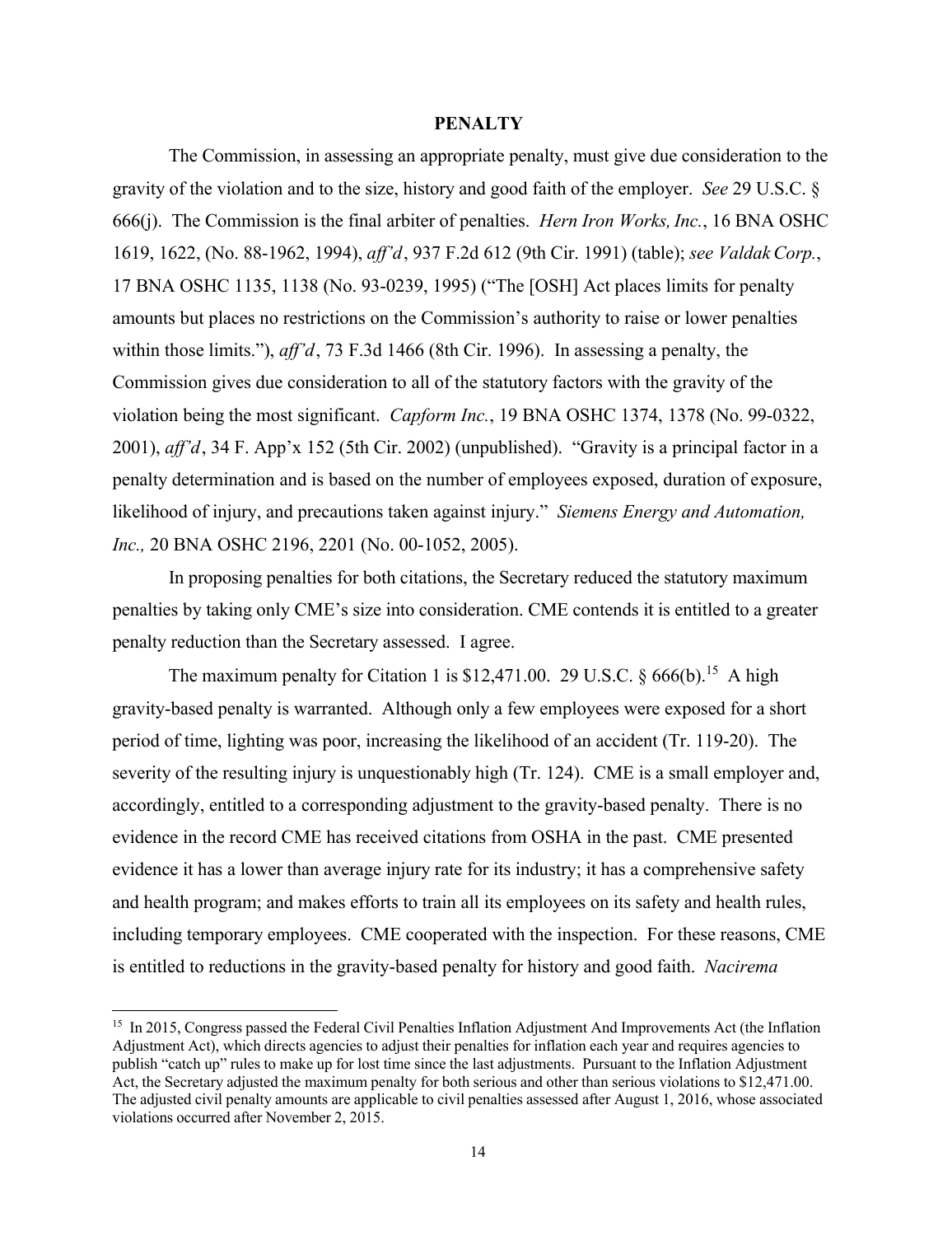## PENALTY

The Commission, in assessing an appropriate penalty, must give due consideration to the gravity of the violation and to the size, history and good faith of the employer. *See* 29 U.S.C. § 666(j). The Commission is the final arbiter of penalties. *Hern Iron Works, Inc.*, 16 BNA OSHC 1619, 1622, (No. 88-1962, 1994), *aff'd*, 937 F.2d 612 (9th Cir. 1991) (table); *see Valdak Corp.*, 17 BNA OSHC 1135, 1138 (No. 93-0239, 1995) ("The [OSH] Act places limits for penalty amounts but places no restrictions on the Commission's authority to raise or lower penalties within those limits."), *aff'd*, 73 F.3d 1466 (8th Cir. 1996). In assessing a penalty, the Commission gives due consideration to all of the statutory factors with the gravity of the violation being the most significant. *Capform Inc.*, 19 BNA OSHC 1374, 1378 (No. 99-0322, 2001), *aff'd*, 34 F. App'x 152 (5th Cir. 2002) (unpublished). "Gravity is a principal factor in a penalty determination and is based on the number of employees exposed, duration of exposure, likelihood of injury, and precautions taken against injury." *Siemens Energy and Automation, Inc.,* 20 BNA OSHC 2196, 2201 (No. 00-1052, 2005).

In proposing penalties for both citations, the Secretary reduced the statutory maximum penalties by taking only CME's size into consideration. CME contends it is entitled to a greater penalty reduction than the Secretary assessed. I agree.

The maximum penalty for Citation 1 is $12,471.00. 29 U.S.C. § 666(b).[15] A high gravity-based penalty is warranted. Although only a few employees were exposed for a short period of time, lighting was poor, increasing the likelihood of an accident (Tr. 119-20). The severity of the resulting injury is unquestionably high (Tr. 124). CME is a small employer and, accordingly, entitled to a corresponding adjustment to the gravity-based penalty. There is no evidence in the record CME has received citations from OSHA in the past. CME presented evidence it has a lower than average injury rate for its industry; it has a comprehensive safety and health program; and makes efforts to train all its employees on its safety and health rules, including temporary employees. CME cooperated with the inspection. For these reasons, CME is entitled to reductions in the gravity-based penalty for history and good faith. *Nacirema*

[15] In 2015, Congress passed the Federal Civil Penalties Inflation Adjustment And Improvements Act (the Inflation Adjustment Act), which directs agencies to adjust their penalties for inflation each year and requires agencies to publish "catch up" rules to make up for lost time since the last adjustments. Pursuant to the Inflation Adjustment Act, the Secretary adjusted the maximum penalty for both serious and other than serious violations to $12,471.00. The adjusted civil penalty amounts are applicable to civil penalties assessed after August 1, 2016, whose associated violations occurred after November 2, 2015.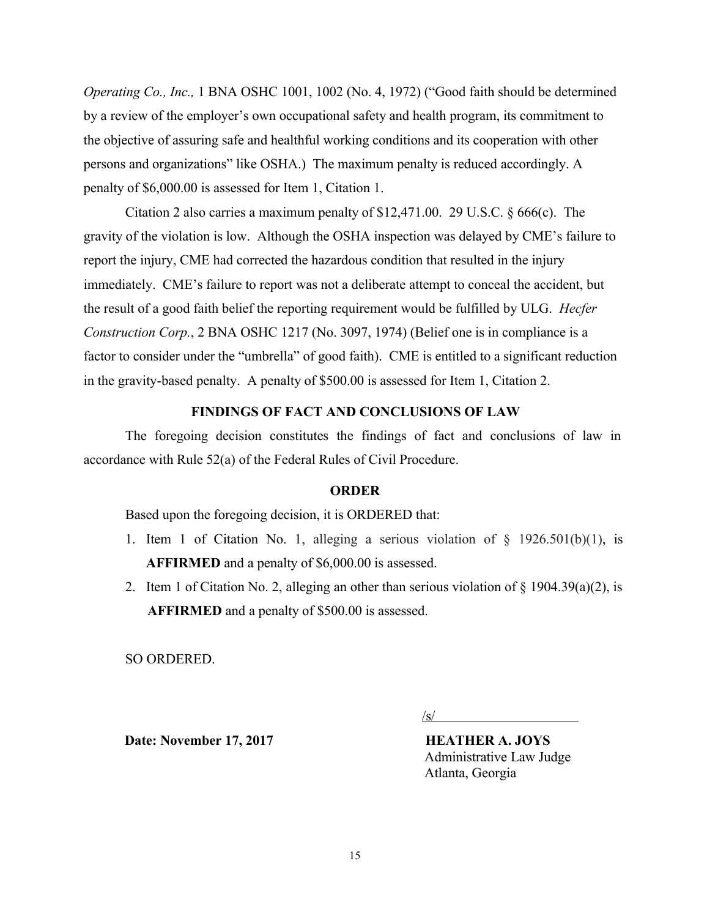*Operating Co., Inc.,* 1 BNA OSHC 1001, 1002 (No. 4, 1972) ("Good faith should be determined by a review of the employer's own occupational safety and health program, its commitment to the objective of assuring safe and healthful working conditions and its cooperation with other persons and organizations" like OSHA.) The maximum penalty is reduced accordingly. A penalty of $6,000.00 is assessed for Item 1, Citation 1.

Citation 2 also carries a maximum penalty of $12,471.00. 29 U.S.C. § 666(c). The gravity of the violation is low. Although the OSHA inspection was delayed by CME's failure to report the injury, CME had corrected the hazardous condition that resulted in the injury immediately. CME's failure to report was not a deliberate attempt to conceal the accident, but the result of a good faith belief the reporting requirement would be fulfilled by ULG. *Hecfer Construction Corp.*, 2 BNA OSHC 1217 (No. 3097, 1974) (Belief one is in compliance is a factor to consider under the "umbrella" of good faith). CME is entitled to a significant reduction in the gravity-based penalty. A penalty of $500.00 is assessed for Item 1, Citation 2.

## FINDINGS OF FACT AND CONCLUSIONS OF LAW

The foregoing decision constitutes the findings of fact and conclusions of law in accordance with Rule 52(a) of the Federal Rules of Civil Procedure.

## ORDER

Based upon the foregoing decision, it is ORDERED that:

1. Item 1 of Citation No. 1, alleging a serious violation of § 1926.501(b)(1), is **AFFIRMED** and a penalty of $6,000.00 is assessed.
2. Item 1 of Citation No. 2, alleging an other than serious violation of § 1904.39(a)(2), is **AFFIRMED** and a penalty of $500.00 is assessed.

SO ORDERED.

/s/

**Date: November 17, 2017**

**HEATHER A. JOYS**
Administrative Law Judge
Atlanta, Georgia